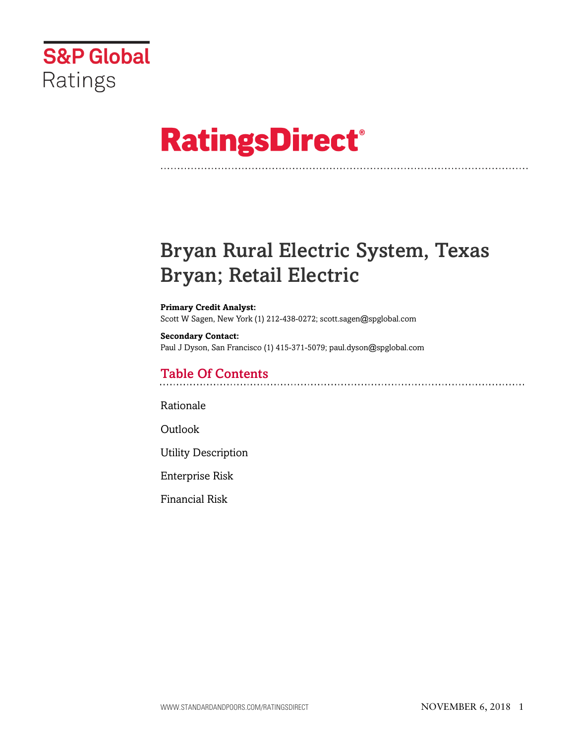S&P Global Ratings

# RatingsDirect®

# Bryan Rural Electric System, Texas Bryan; Retail Electric

**Primary Credit Analyst:**
Scott W Sagen, New York (1) 212-438-0272; scott.sagen@spglobal.com

**Secondary Contact:**
Paul J Dyson, San Francisco (1) 415-371-5079; paul.dyson@spglobal.com

## Table Of Contents

Rationale

Outlook

Utility Description

Enterprise Risk

Financial Risk

NOVEMBER 6, 2018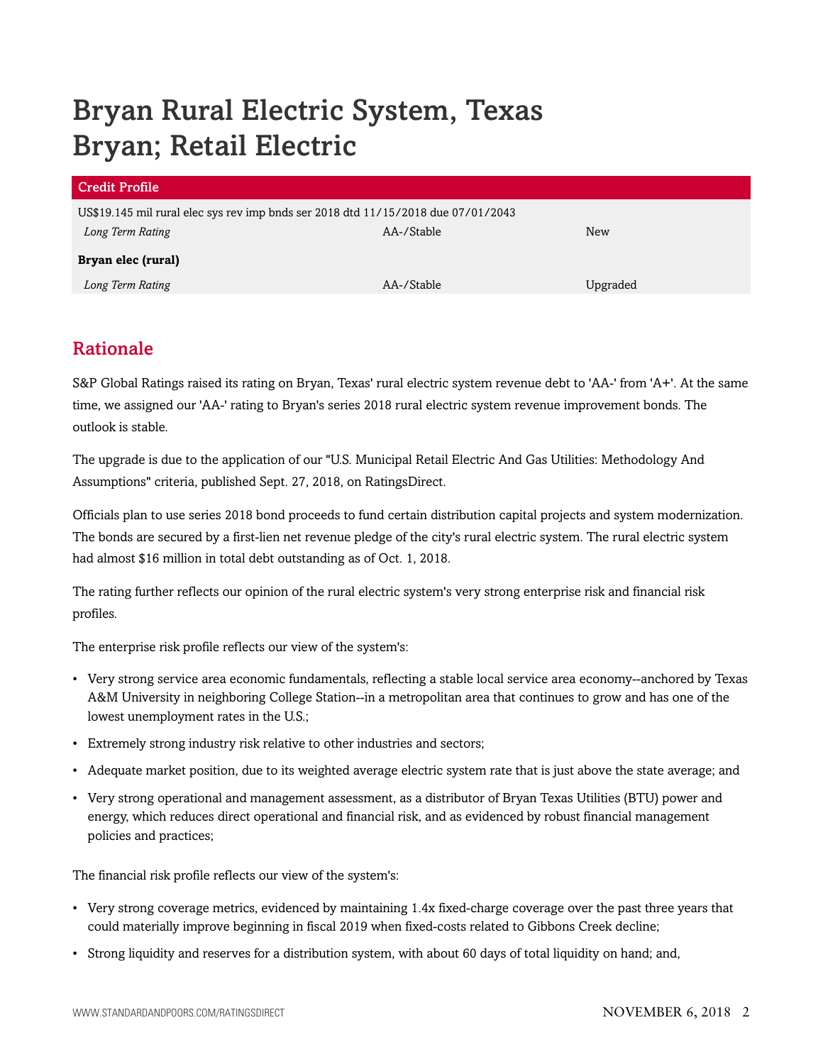# Bryan Rural Electric System, Texas
# Bryan; Retail Electric

| Credit Profile | | |
|---|---|---|
| US$19.145 mil rural elec sys rev imp bnds ser 2018 dtd 11/15/2018 due 07/01/2043 | | |
| *Long Term Rating* | AA-/Stable | New |
| **Bryan elec (rural)** | | |
| *Long Term Rating* | AA-/Stable | Upgraded |

## Rationale

S&P Global Ratings raised its rating on Bryan, Texas' rural electric system revenue debt to 'AA-' from 'A+'. At the same time, we assigned our 'AA-' rating to Bryan's series 2018 rural electric system revenue improvement bonds. The outlook is stable.

The upgrade is due to the application of our "U.S. Municipal Retail Electric And Gas Utilities: Methodology And Assumptions" criteria, published Sept. 27, 2018, on RatingsDirect.

Officials plan to use series 2018 bond proceeds to fund certain distribution capital projects and system modernization. The bonds are secured by a first-lien net revenue pledge of the city's rural electric system. The rural electric system had almost $16 million in total debt outstanding as of Oct. 1, 2018.

The rating further reflects our opinion of the rural electric system's very strong enterprise risk and financial risk profiles.

The enterprise risk profile reflects our view of the system's:

- Very strong service area economic fundamentals, reflecting a stable local service area economy--anchored by Texas A&M University in neighboring College Station--in a metropolitan area that continues to grow and has one of the lowest unemployment rates in the U.S.;
- Extremely strong industry risk relative to other industries and sectors;
- Adequate market position, due to its weighted average electric system rate that is just above the state average; and
- Very strong operational and management assessment, as a distributor of Bryan Texas Utilities (BTU) power and energy, which reduces direct operational and financial risk, and as evidenced by robust financial management policies and practices;

The financial risk profile reflects our view of the system's:

- Very strong coverage metrics, evidenced by maintaining 1.4x fixed-charge coverage over the past three years that could materially improve beginning in fiscal 2019 when fixed-costs related to Gibbons Creek decline;
- Strong liquidity and reserves for a distribution system, with about 60 days of total liquidity on hand; and,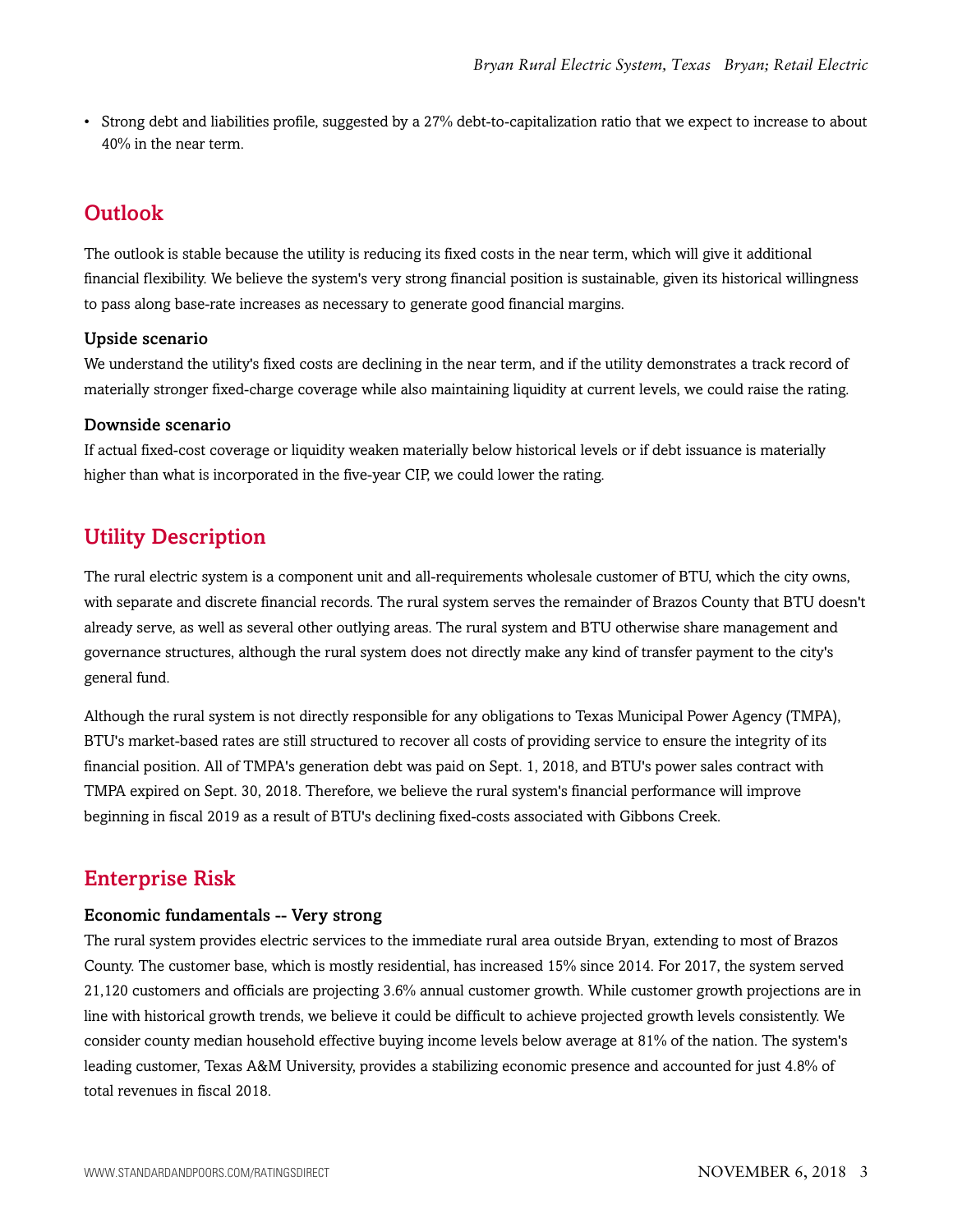- Strong debt and liabilities profile, suggested by a 27% debt-to-capitalization ratio that we expect to increase to about 40% in the near term.

## Outlook

The outlook is stable because the utility is reducing its fixed costs in the near term, which will give it additional financial flexibility. We believe the system's very strong financial position is sustainable, given its historical willingness to pass along base-rate increases as necessary to generate good financial margins.

### Upside scenario

We understand the utility's fixed costs are declining in the near term, and if the utility demonstrates a track record of materially stronger fixed-charge coverage while also maintaining liquidity at current levels, we could raise the rating.

### Downside scenario

If actual fixed-cost coverage or liquidity weaken materially below historical levels or if debt issuance is materially higher than what is incorporated in the five-year CIP, we could lower the rating.

## Utility Description

The rural electric system is a component unit and all-requirements wholesale customer of BTU, which the city owns, with separate and discrete financial records. The rural system serves the remainder of Brazos County that BTU doesn't already serve, as well as several other outlying areas. The rural system and BTU otherwise share management and governance structures, although the rural system does not directly make any kind of transfer payment to the city's general fund.

Although the rural system is not directly responsible for any obligations to Texas Municipal Power Agency (TMPA), BTU's market-based rates are still structured to recover all costs of providing service to ensure the integrity of its financial position. All of TMPA's generation debt was paid on Sept. 1, 2018, and BTU's power sales contract with TMPA expired on Sept. 30, 2018. Therefore, we believe the rural system's financial performance will improve beginning in fiscal 2019 as a result of BTU's declining fixed-costs associated with Gibbons Creek.

## Enterprise Risk

### Economic fundamentals -- Very strong

The rural system provides electric services to the immediate rural area outside Bryan, extending to most of Brazos County. The customer base, which is mostly residential, has increased 15% since 2014. For 2017, the system served 21,120 customers and officials are projecting 3.6% annual customer growth. While customer growth projections are in line with historical growth trends, we believe it could be difficult to achieve projected growth levels consistently. We consider county median household effective buying income levels below average at 81% of the nation. The system's leading customer, Texas A&M University, provides a stabilizing economic presence and accounted for just 4.8% of total revenues in fiscal 2018.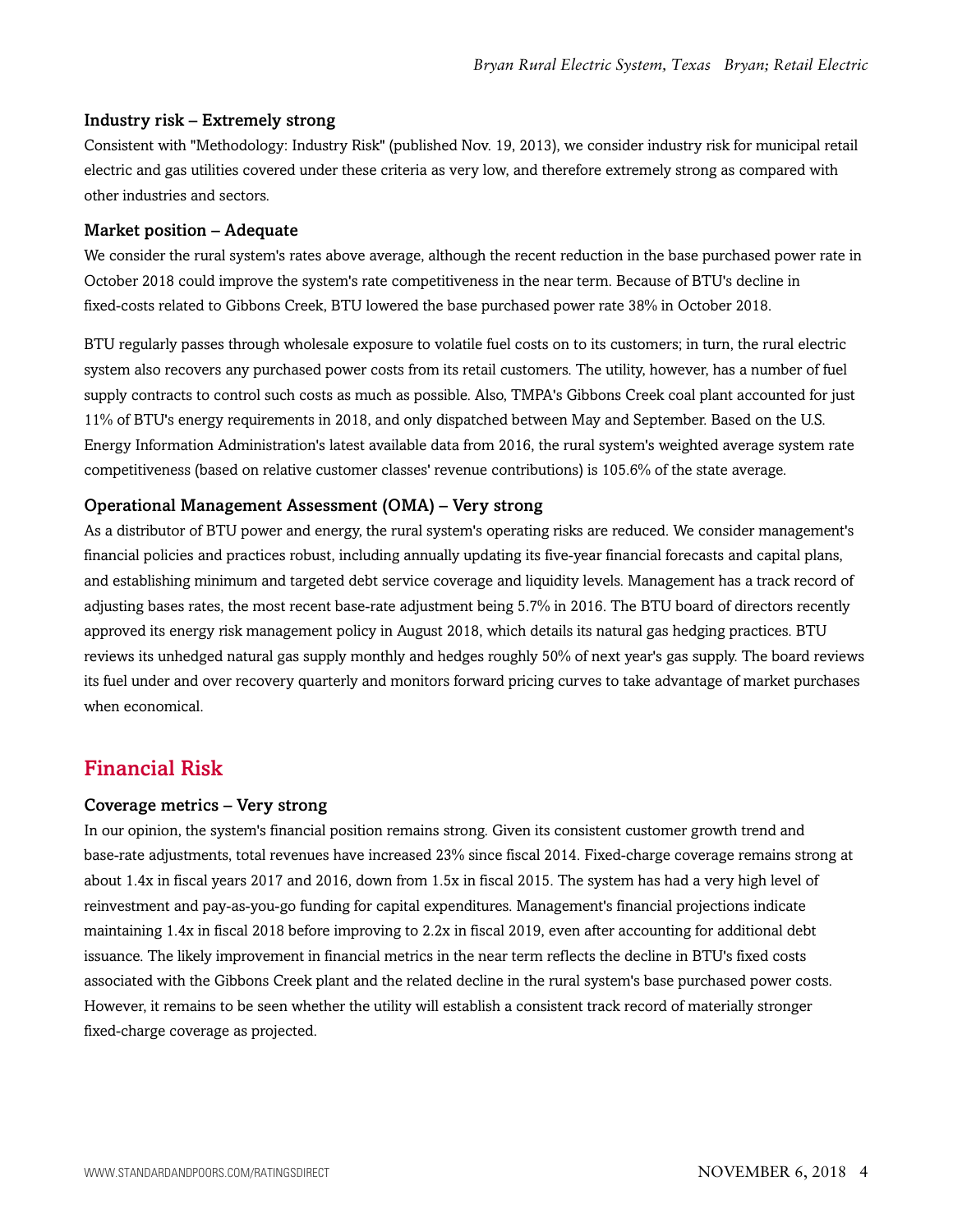### Industry risk – Extremely strong

Consistent with "Methodology: Industry Risk" (published Nov. 19, 2013), we consider industry risk for municipal retail electric and gas utilities covered under these criteria as very low, and therefore extremely strong as compared with other industries and sectors.

### Market position – Adequate

We consider the rural system's rates above average, although the recent reduction in the base purchased power rate in October 2018 could improve the system's rate competitiveness in the near term. Because of BTU's decline in fixed-costs related to Gibbons Creek, BTU lowered the base purchased power rate 38% in October 2018.

BTU regularly passes through wholesale exposure to volatile fuel costs on to its customers; in turn, the rural electric system also recovers any purchased power costs from its retail customers. The utility, however, has a number of fuel supply contracts to control such costs as much as possible. Also, TMPA's Gibbons Creek coal plant accounted for just 11% of BTU's energy requirements in 2018, and only dispatched between May and September. Based on the U.S. Energy Information Administration's latest available data from 2016, the rural system's weighted average system rate competitiveness (based on relative customer classes' revenue contributions) is 105.6% of the state average.

### Operational Management Assessment (OMA) – Very strong

As a distributor of BTU power and energy, the rural system's operating risks are reduced. We consider management's financial policies and practices robust, including annually updating its five-year financial forecasts and capital plans, and establishing minimum and targeted debt service coverage and liquidity levels. Management has a track record of adjusting bases rates, the most recent base-rate adjustment being 5.7% in 2016. The BTU board of directors recently approved its energy risk management policy in August 2018, which details its natural gas hedging practices. BTU reviews its unhedged natural gas supply monthly and hedges roughly 50% of next year's gas supply. The board reviews its fuel under and over recovery quarterly and monitors forward pricing curves to take advantage of market purchases when economical.

## Financial Risk

### Coverage metrics – Very strong

In our opinion, the system's financial position remains strong. Given its consistent customer growth trend and base-rate adjustments, total revenues have increased 23% since fiscal 2014. Fixed-charge coverage remains strong at about 1.4x in fiscal years 2017 and 2016, down from 1.5x in fiscal 2015. The system has had a very high level of reinvestment and pay-as-you-go funding for capital expenditures. Management's financial projections indicate maintaining 1.4x in fiscal 2018 before improving to 2.2x in fiscal 2019, even after accounting for additional debt issuance. The likely improvement in financial metrics in the near term reflects the decline in BTU's fixed costs associated with the Gibbons Creek plant and the related decline in the rural system's base purchased power costs. However, it remains to be seen whether the utility will establish a consistent track record of materially stronger fixed-charge coverage as projected.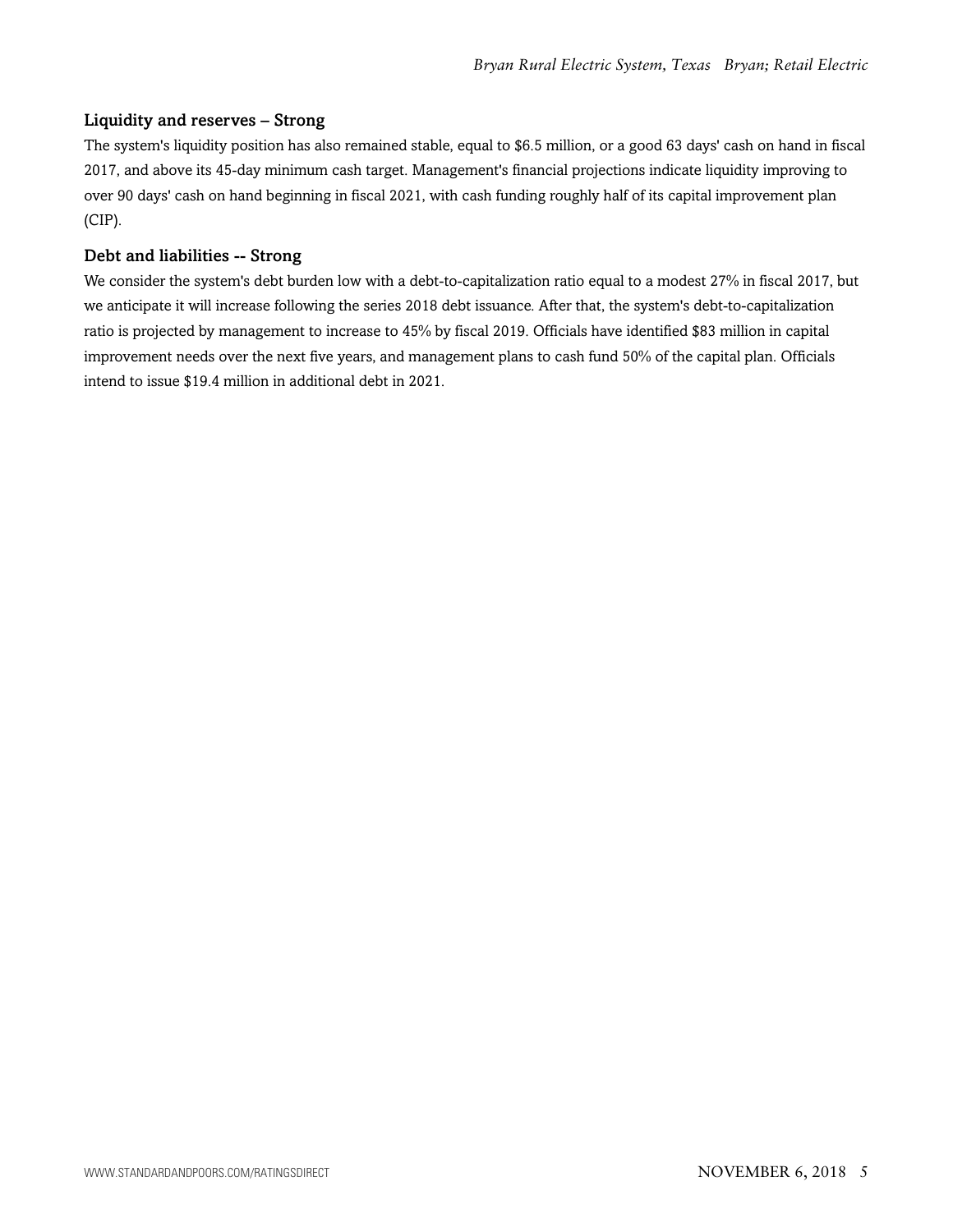### Liquidity and reserves – Strong

The system's liquidity position has also remained stable, equal to $6.5 million, or a good 63 days' cash on hand in fiscal 2017, and above its 45-day minimum cash target. Management's financial projections indicate liquidity improving to over 90 days' cash on hand beginning in fiscal 2021, with cash funding roughly half of its capital improvement plan (CIP).

### Debt and liabilities -- Strong

We consider the system's debt burden low with a debt-to-capitalization ratio equal to a modest 27% in fiscal 2017, but we anticipate it will increase following the series 2018 debt issuance. After that, the system's debt-to-capitalization ratio is projected by management to increase to 45% by fiscal 2019. Officials have identified $83 million in capital improvement needs over the next five years, and management plans to cash fund 50% of the capital plan. Officials intend to issue $19.4 million in additional debt in 2021.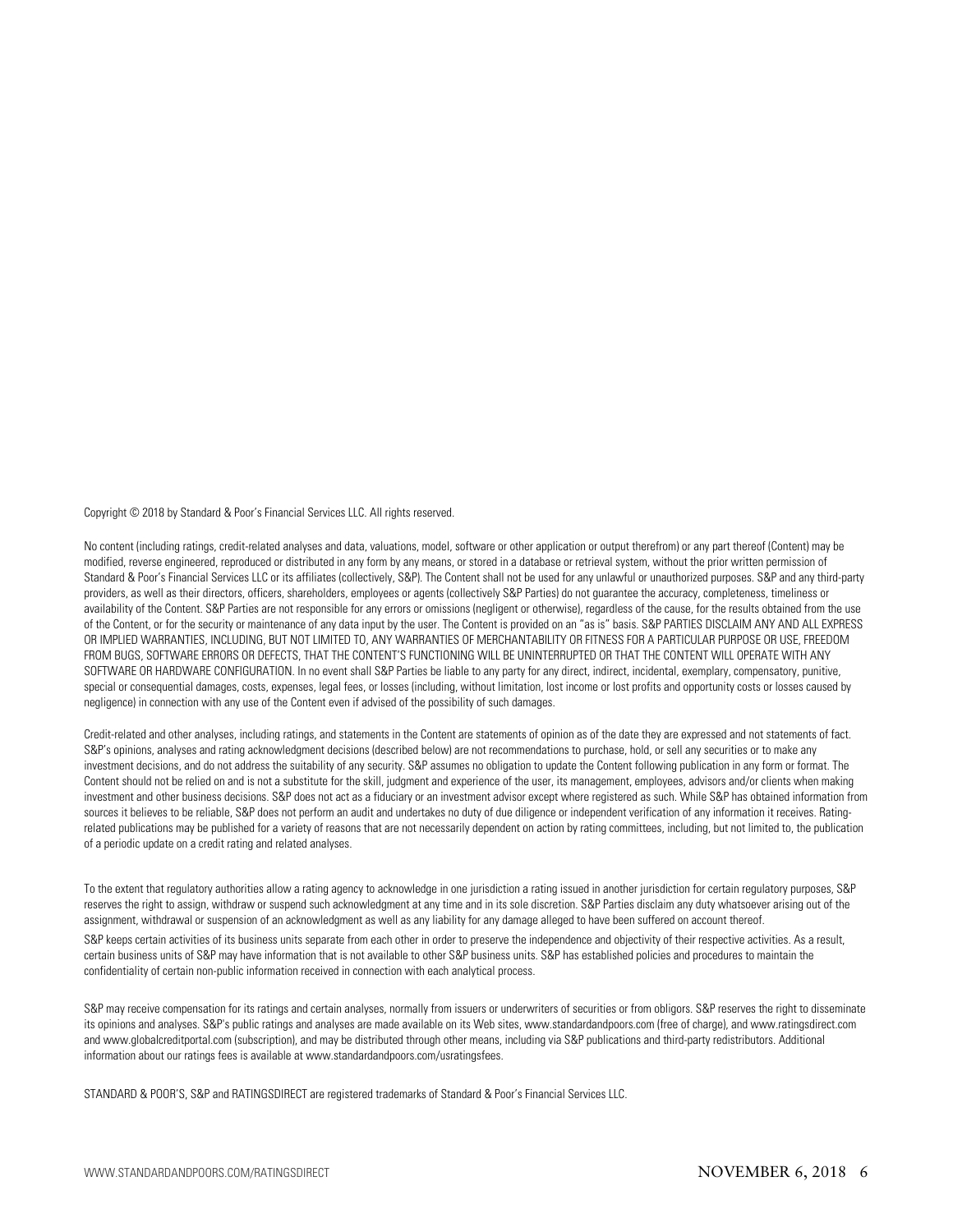Copyright © 2018 by Standard & Poor's Financial Services LLC. All rights reserved.

No content (including ratings, credit-related analyses and data, valuations, model, software or other application or output therefrom) or any part thereof (Content) may be modified, reverse engineered, reproduced or distributed in any form by any means, or stored in a database or retrieval system, without the prior written permission of Standard & Poor's Financial Services LLC or its affiliates (collectively, S&P). The Content shall not be used for any unlawful or unauthorized purposes. S&P and any third-party providers, as well as their directors, officers, shareholders, employees or agents (collectively S&P Parties) do not guarantee the accuracy, completeness, timeliness or availability of the Content. S&P Parties are not responsible for any errors or omissions (negligent or otherwise), regardless of the cause, for the results obtained from the use of the Content, or for the security or maintenance of any data input by the user. The Content is provided on an "as is" basis. S&P PARTIES DISCLAIM ANY AND ALL EXPRESS OR IMPLIED WARRANTIES, INCLUDING, BUT NOT LIMITED TO, ANY WARRANTIES OF MERCHANTABILITY OR FITNESS FOR A PARTICULAR PURPOSE OR USE, FREEDOM FROM BUGS, SOFTWARE ERRORS OR DEFECTS, THAT THE CONTENT'S FUNCTIONING WILL BE UNINTERRUPTED OR THAT THE CONTENT WILL OPERATE WITH ANY SOFTWARE OR HARDWARE CONFIGURATION. In no event shall S&P Parties be liable to any party for any direct, indirect, incidental, exemplary, compensatory, punitive, special or consequential damages, costs, expenses, legal fees, or losses (including, without limitation, lost income or lost profits and opportunity costs or losses caused by negligence) in connection with any use of the Content even if advised of the possibility of such damages.

Credit-related and other analyses, including ratings, and statements in the Content are statements of opinion as of the date they are expressed and not statements of fact. S&P's opinions, analyses and rating acknowledgment decisions (described below) are not recommendations to purchase, hold, or sell any securities or to make any investment decisions, and do not address the suitability of any security. S&P assumes no obligation to update the Content following publication in any form or format. The Content should not be relied on and is not a substitute for the skill, judgment and experience of the user, its management, employees, advisors and/or clients when making investment and other business decisions. S&P does not act as a fiduciary or an investment advisor except where registered as such. While S&P has obtained information from sources it believes to be reliable, S&P does not perform an audit and undertakes no duty of due diligence or independent verification of any information it receives. Rating-related publications may be published for a variety of reasons that are not necessarily dependent on action by rating committees, including, but not limited to, the publication of a periodic update on a credit rating and related analyses.

To the extent that regulatory authorities allow a rating agency to acknowledge in one jurisdiction a rating issued in another jurisdiction for certain regulatory purposes, S&P reserves the right to assign, withdraw or suspend such acknowledgment at any time and in its sole discretion. S&P Parties disclaim any duty whatsoever arising out of the assignment, withdrawal or suspension of an acknowledgment as well as any liability for any damage alleged to have been suffered on account thereof.

S&P keeps certain activities of its business units separate from each other in order to preserve the independence and objectivity of their respective activities. As a result, certain business units of S&P may have information that is not available to other S&P business units. S&P has established policies and procedures to maintain the confidentiality of certain non-public information received in connection with each analytical process.

S&P may receive compensation for its ratings and certain analyses, normally from issuers or underwriters of securities or from obligors. S&P reserves the right to disseminate its opinions and analyses. S&P's public ratings and analyses are made available on its Web sites, www.standardandpoors.com (free of charge), and www.ratingsdirect.com and www.globalcreditportal.com (subscription), and may be distributed through other means, including via S&P publications and third-party redistributors. Additional information about our ratings fees is available at www.standardandpoors.com/usratingsfees.

STANDARD & POOR'S, S&P and RATINGSDIRECT are registered trademarks of Standard & Poor's Financial Services LLC.